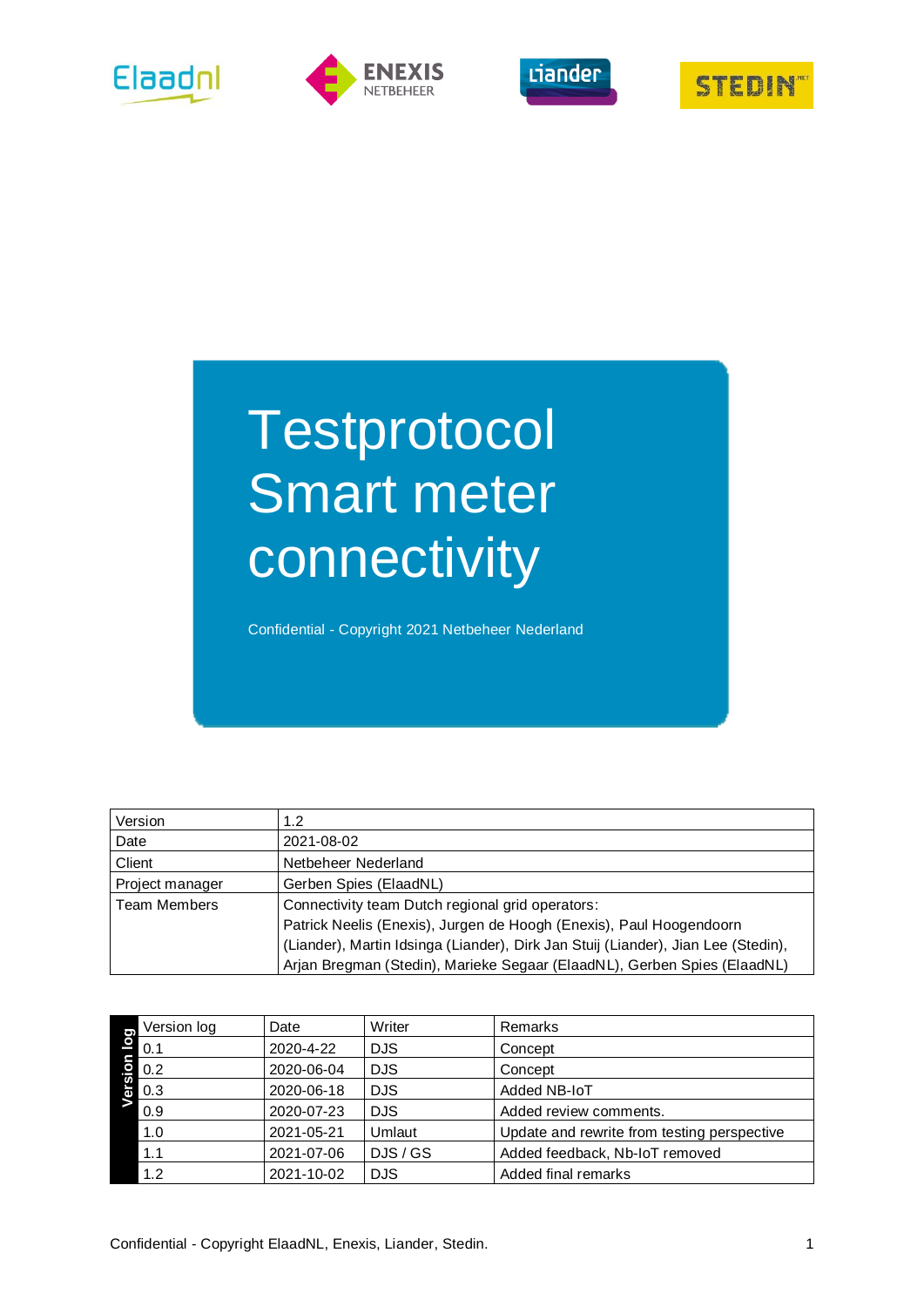# Testprotocol Smart meter connectivity

Confidential - Copyright 2021 Netbeheer Nederland

| Version | 1.2 |
|---|---|
| Date | 2021-08-02 |
| Client | Netbeheer Nederland |
| Project manager | Gerben Spies (ElaadNL) |
| Team Members | Connectivity team Dutch regional grid operators: Patrick Neelis (Enexis), Jurgen de Hoogh (Enexis), Paul Hoogendoorn (Liander), Martin Idsinga (Liander), Dirk Jan Stuij (Liander), Jian Lee (Stedin), Arjan Bregman (Stedin), Marieke Segaar (ElaadNL), Gerben Spies (ElaadNL) |

**Version log**

| Version log | Date | Writer | Remarks |
|---|---|---|---|
| 0.1 | 2020-4-22 | DJS | Concept |
| 0.2 | 2020-06-04 | DJS | Concept |
| 0.3 | 2020-06-18 | DJS | Added NB-IoT |
| 0.9 | 2020-07-23 | DJS | Added review comments. |
| 1.0 | 2021-05-21 | Umlaut | Update and rewrite from testing perspective |
| 1.1 | 2021-07-06 | DJS / GS | Added feedback, Nb-IoT removed |
| 1.2 | 2021-10-02 | DJS | Added final remarks |

Confidential - Copyright ElaadNL, Enexis, Liander, Stedin.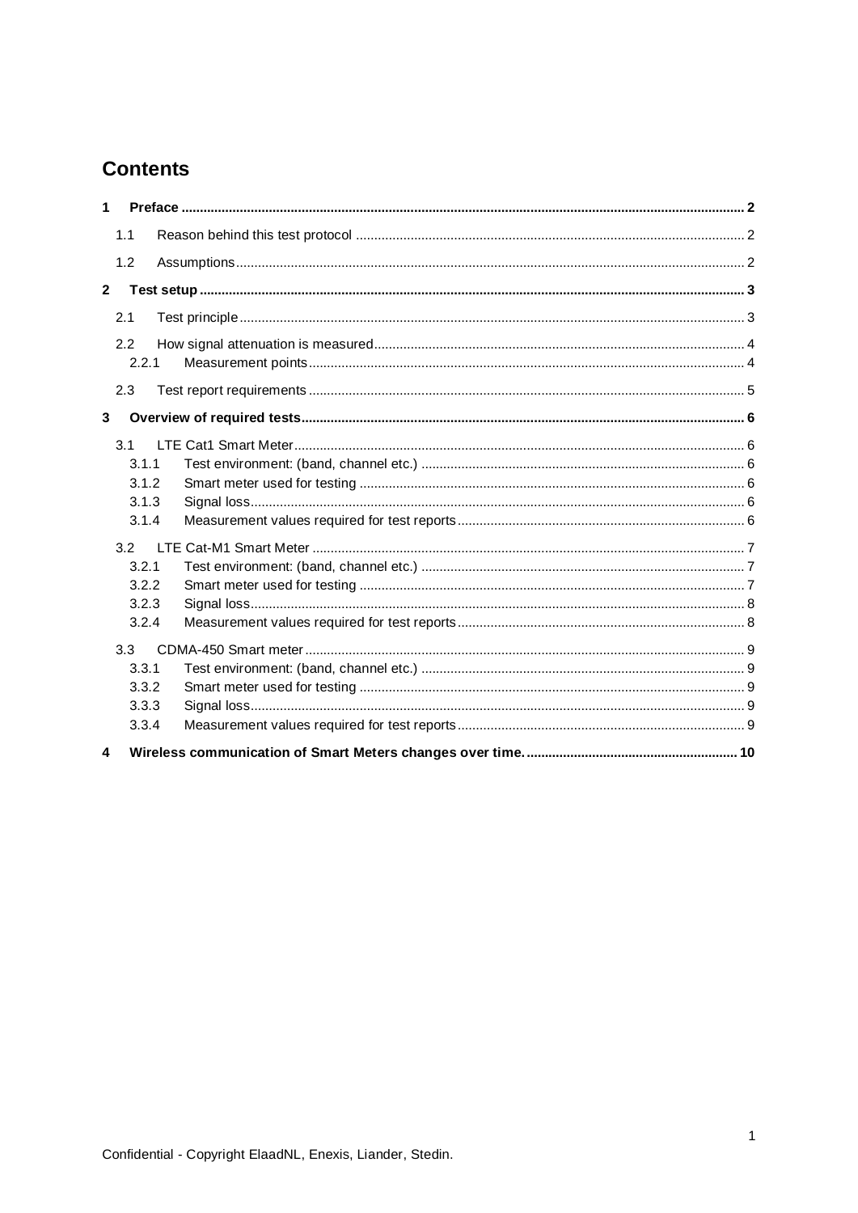# Contents

**1 Preface ........ 2**

- 1.1 Reason behind this test protocol ........ 2
- 1.2 Assumptions ........ 2

**2 Test setup ........ 3**

- 2.1 Test principle ........ 3
- 2.2 How signal attenuation is measured ........ 4
  - 2.2.1 Measurement points ........ 4
- 2.3 Test report requirements ........ 5

**3 Overview of required tests ........ 6**

- 3.1 LTE Cat1 Smart Meter ........ 6
  - 3.1.1 Test environment: (band, channel etc.) ........ 6
  - 3.1.2 Smart meter used for testing ........ 6
  - 3.1.3 Signal loss ........ 6
  - 3.1.4 Measurement values required for test reports ........ 6
- 3.2 LTE Cat-M1 Smart Meter ........ 7
  - 3.2.1 Test environment: (band, channel etc.) ........ 7
  - 3.2.2 Smart meter used for testing ........ 7
  - 3.2.3 Signal loss ........ 8
  - 3.2.4 Measurement values required for test reports ........ 8
- 3.3 CDMA-450 Smart meter ........ 9
  - 3.3.1 Test environment: (band, channel etc.) ........ 9
  - 3.3.2 Smart meter used for testing ........ 9
  - 3.3.3 Signal loss ........ 9
  - 3.3.4 Measurement values required for test reports ........ 9

**4 Wireless communication of Smart Meters changes over time. ........ 10**

Confidential - Copyright ElaadNL, Enexis, Liander, Stedin.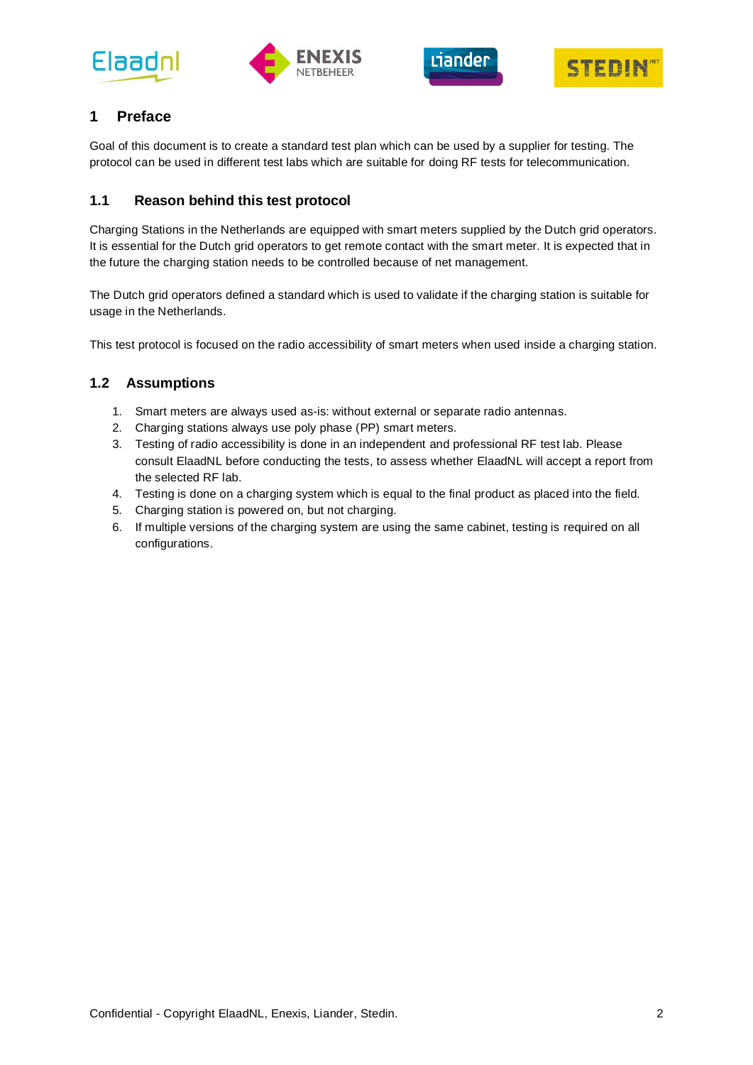# 1 Preface

Goal of this document is to create a standard test plan which can be used by a supplier for testing. The protocol can be used in different test labs which are suitable for doing RF tests for telecommunication.

## 1.1 Reason behind this test protocol

Charging Stations in the Netherlands are equipped with smart meters supplied by the Dutch grid operators. It is essential for the Dutch grid operators to get remote contact with the smart meter. It is expected that in the future the charging station needs to be controlled because of net management.

The Dutch grid operators defined a standard which is used to validate if the charging station is suitable for usage in the Netherlands.

This test protocol is focused on the radio accessibility of smart meters when used inside a charging station.

## 1.2 Assumptions

1. Smart meters are always used as-is: without external or separate radio antennas.
2. Charging stations always use poly phase (PP) smart meters.
3. Testing of radio accessibility is done in an independent and professional RF test lab. Please consult ElaadNL before conducting the tests, to assess whether ElaadNL will accept a report from the selected RF lab.
4. Testing is done on a charging system which is equal to the final product as placed into the field.
5. Charging station is powered on, but not charging.
6. If multiple versions of the charging system are using the same cabinet, testing is required on all configurations.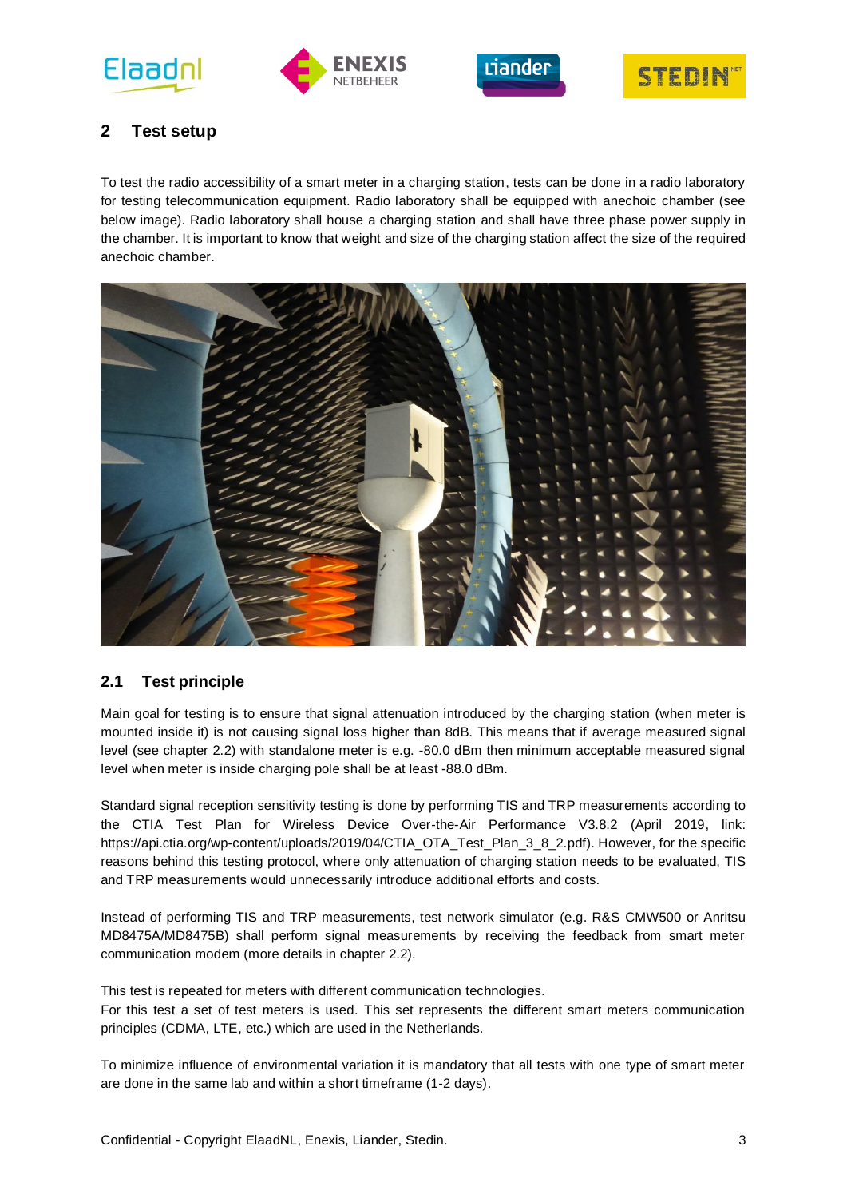## 2 Test setup

To test the radio accessibility of a smart meter in a charging station, tests can be done in a radio laboratory for testing telecommunication equipment. Radio laboratory shall be equipped with anechoic chamber (see below image). Radio laboratory shall house a charging station and shall have three phase power supply in the chamber. It is important to know that weight and size of the charging station affect the size of the required anechoic chamber.

### 2.1 Test principle

Main goal for testing is to ensure that signal attenuation introduced by the charging station (when meter is mounted inside it) is not causing signal loss higher than 8dB. This means that if average measured signal level (see chapter 2.2) with standalone meter is e.g. -80.0 dBm then minimum acceptable measured signal level when meter is inside charging pole shall be at least -88.0 dBm.

Standard signal reception sensitivity testing is done by performing TIS and TRP measurements according to the CTIA Test Plan for Wireless Device Over-the-Air Performance V3.8.2 (April 2019, link: https://api.ctia.org/wp-content/uploads/2019/04/CTIA_OTA_Test_Plan_3_8_2.pdf). However, for the specific reasons behind this testing protocol, where only attenuation of charging station needs to be evaluated, TIS and TRP measurements would unnecessarily introduce additional efforts and costs.

Instead of performing TIS and TRP measurements, test network simulator (e.g. R&S CMW500 or Anritsu MD8475A/MD8475B) shall perform signal measurements by receiving the feedback from smart meter communication modem (more details in chapter 2.2).

This test is repeated for meters with different communication technologies.
For this test a set of test meters is used. This set represents the different smart meters communication principles (CDMA, LTE, etc.) which are used in the Netherlands.

To minimize influence of environmental variation it is mandatory that all tests with one type of smart meter are done in the same lab and within a short timeframe (1-2 days).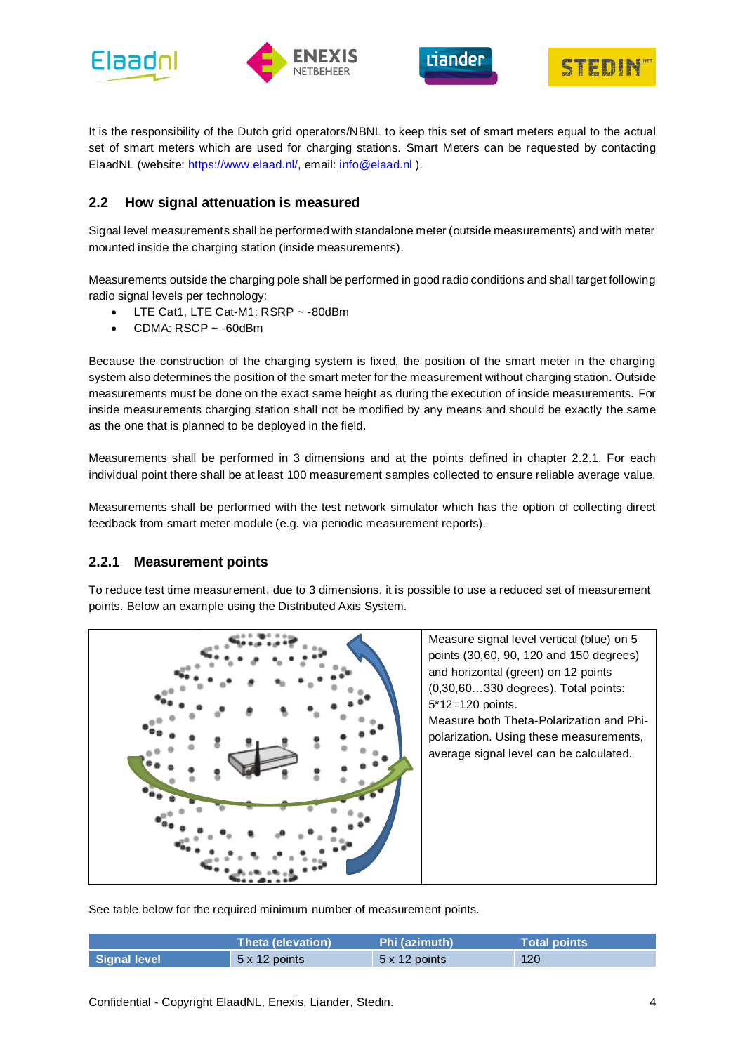It is the responsibility of the Dutch grid operators/NBNL to keep this set of smart meters equal to the actual set of smart meters which are used for charging stations. Smart Meters can be requested by contacting ElaadNL (website: https://www.elaad.nl/, email: info@elaad.nl ).

## 2.2 How signal attenuation is measured

Signal level measurements shall be performed with standalone meter (outside measurements) and with meter mounted inside the charging station (inside measurements).

Measurements outside the charging pole shall be performed in good radio conditions and shall target following radio signal levels per technology:

- LTE Cat1, LTE Cat-M1: RSRP ~ -80dBm
- CDMA: RSCP ~ -60dBm

Because the construction of the charging system is fixed, the position of the smart meter in the charging system also determines the position of the smart meter for the measurement without charging station. Outside measurements must be done on the exact same height as during the execution of inside measurements. For inside measurements charging station shall not be modified by any means and should be exactly the same as the one that is planned to be deployed in the field.

Measurements shall be performed in 3 dimensions and at the points defined in chapter 2.2.1. For each individual point there shall be at least 100 measurement samples collected to ensure reliable average value.

Measurements shall be performed with the test network simulator which has the option of collecting direct feedback from smart meter module (e.g. via periodic measurement reports).

### 2.2.1 Measurement points

To reduce test time measurement, due to 3 dimensions, it is possible to use a reduced set of measurement points. Below an example using the Distributed Axis System.

Measure signal level vertical (blue) on 5 points (30,60, 90, 120 and 150 degrees) and horizontal (green) on 12 points (0,30,60…330 degrees). Total points: 5*12=120 points.
Measure both Theta-Polarization and Phi-polarization. Using these measurements, average signal level can be calculated.

See table below for the required minimum number of measurement points.

| | Theta (elevation) | Phi (azimuth) | Total points |
|---|---|---|---|
| **Signal level** | 5 x 12 points | 5 x 12 points | 120 |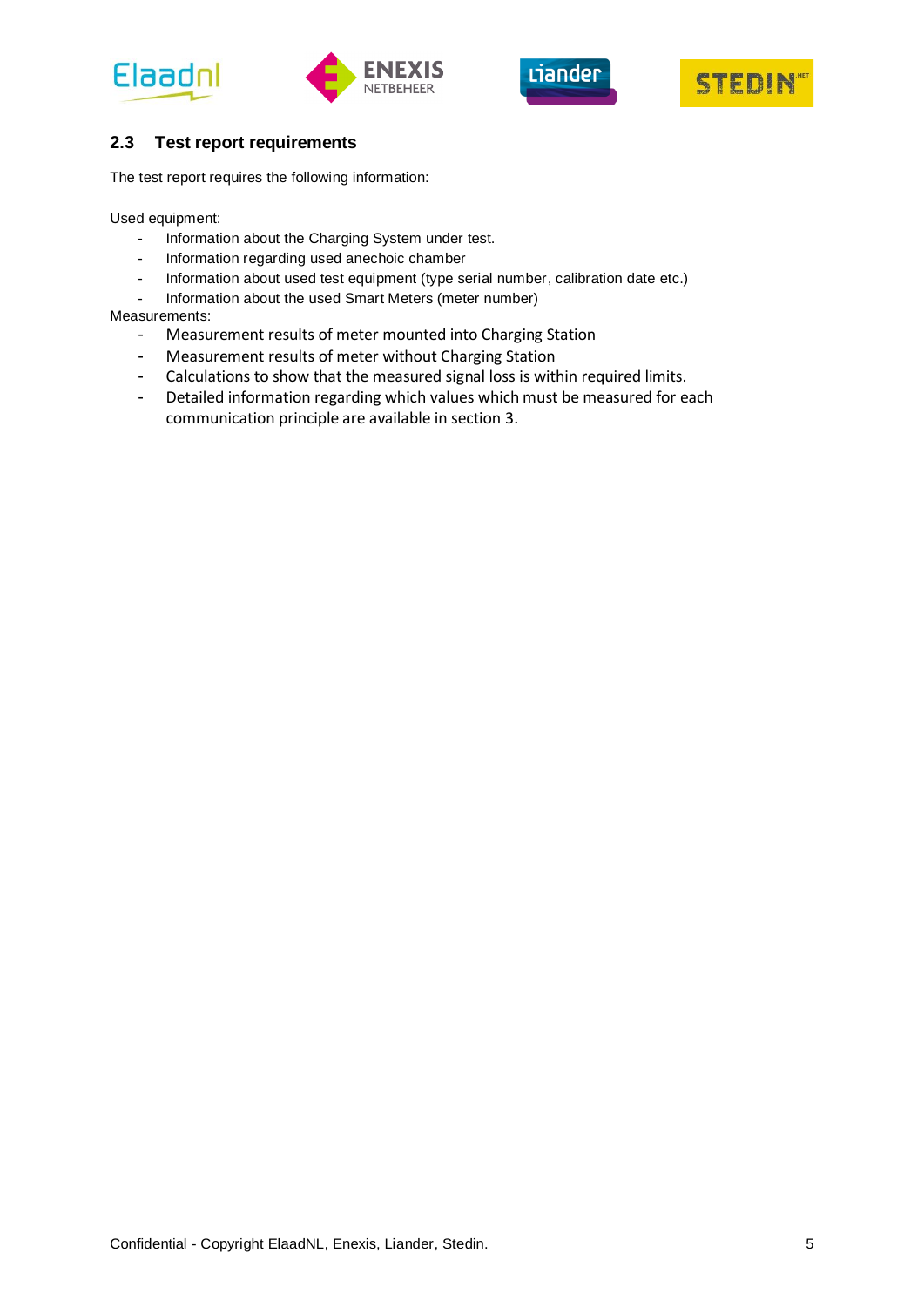## 2.3 Test report requirements

The test report requires the following information:

Used equipment:

- Information about the Charging System under test.
- Information regarding used anechoic chamber
- Information about used test equipment (type serial number, calibration date etc.)
- Information about the used Smart Meters (meter number)

Measurements:

- Measurement results of meter mounted into Charging Station
- Measurement results of meter without Charging Station
- Calculations to show that the measured signal loss is within required limits.
- Detailed information regarding which values which must be measured for each communication principle are available in section 3.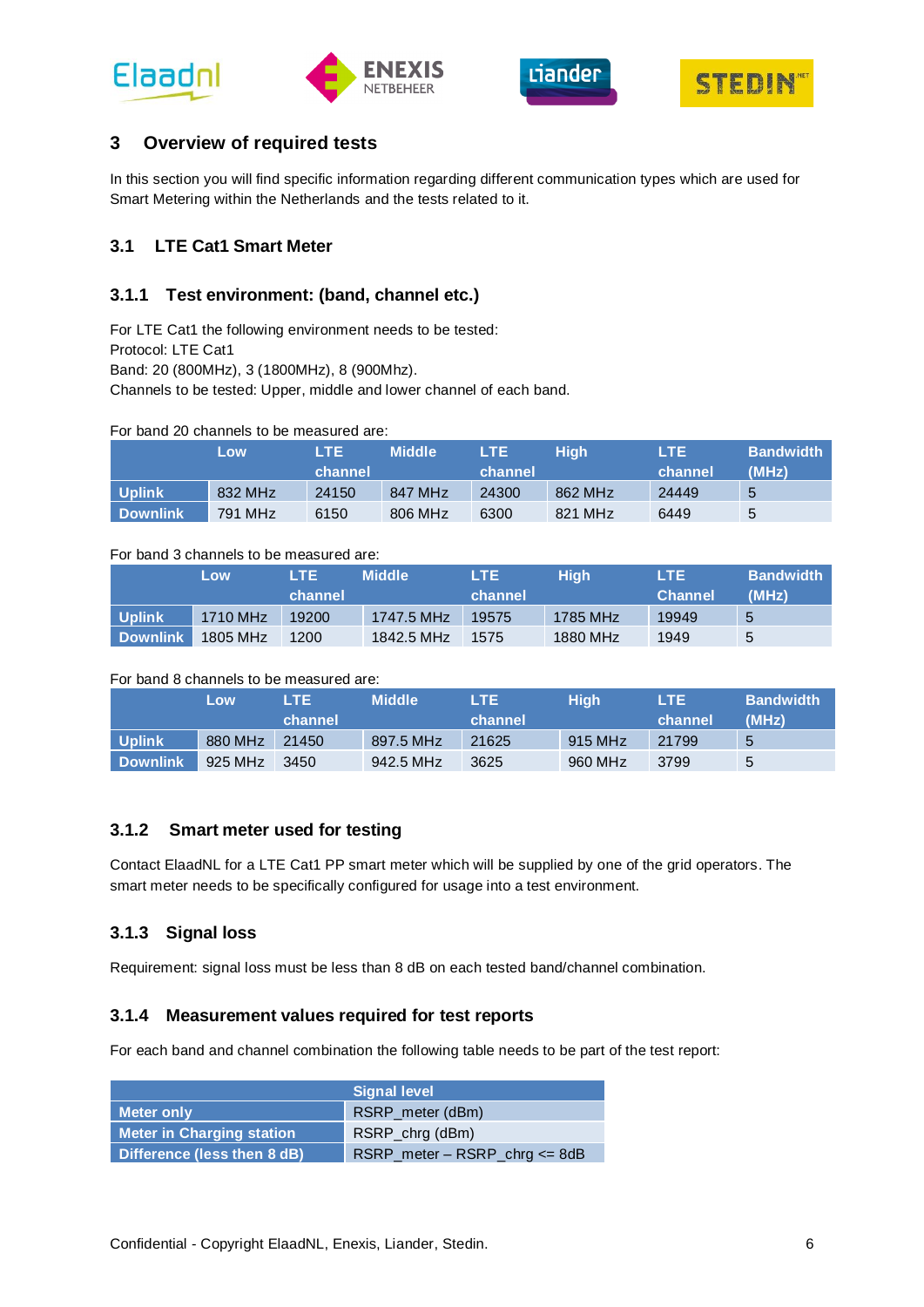# 3 Overview of required tests

In this section you will find specific information regarding different communication types which are used for Smart Metering within the Netherlands and the tests related to it.

## 3.1 LTE Cat1 Smart Meter

### 3.1.1 Test environment: (band, channel etc.)

For LTE Cat1 the following environment needs to be tested:
Protocol: LTE Cat1
Band: 20 (800MHz), 3 (1800MHz), 8 (900Mhz).
Channels to be tested: Upper, middle and lower channel of each band.

For band 20 channels to be measured are:

| | Low | LTE channel | Middle | LTE channel | High | LTE channel | Bandwidth (MHz) |
|---|---|---|---|---|---|---|---|
| **Uplink** | 832 MHz | 24150 | 847 MHz | 24300 | 862 MHz | 24449 | 5 |
| **Downlink** | 791 MHz | 6150 | 806 MHz | 6300 | 821 MHz | 6449 | 5 |

For band 3 channels to be measured are:

| | Low | LTE channel | Middle | LTE channel | High | LTE Channel | Bandwidth (MHz) |
|---|---|---|---|---|---|---|---|
| **Uplink** | 1710 MHz | 19200 | 1747.5 MHz | 19575 | 1785 MHz | 19949 | 5 |
| **Downlink** | 1805 MHz | 1200 | 1842.5 MHz | 1575 | 1880 MHz | 1949 | 5 |

For band 8 channels to be measured are:

| | Low | LTE channel | Middle | LTE channel | High | LTE channel | Bandwidth (MHz) |
|---|---|---|---|---|---|---|---|
| **Uplink** | 880 MHz | 21450 | 897.5 MHz | 21625 | 915 MHz | 21799 | 5 |
| **Downlink** | 925 MHz | 3450 | 942.5 MHz | 3625 | 960 MHz | 3799 | 5 |

### 3.1.2 Smart meter used for testing

Contact ElaadNL for a LTE Cat1 PP smart meter which will be supplied by one of the grid operators. The smart meter needs to be specifically configured for usage into a test environment.

### 3.1.3 Signal loss

Requirement: signal loss must be less than 8 dB on each tested band/channel combination.

### 3.1.4 Measurement values required for test reports

For each band and channel combination the following table needs to be part of the test report:

| | Signal level |
|---|---|
| **Meter only** | RSRP_meter (dBm) |
| **Meter in Charging station** | RSRP_chrg (dBm) |
| **Difference (less then 8 dB)** | RSRP_meter – RSRP_chrg <= 8dB |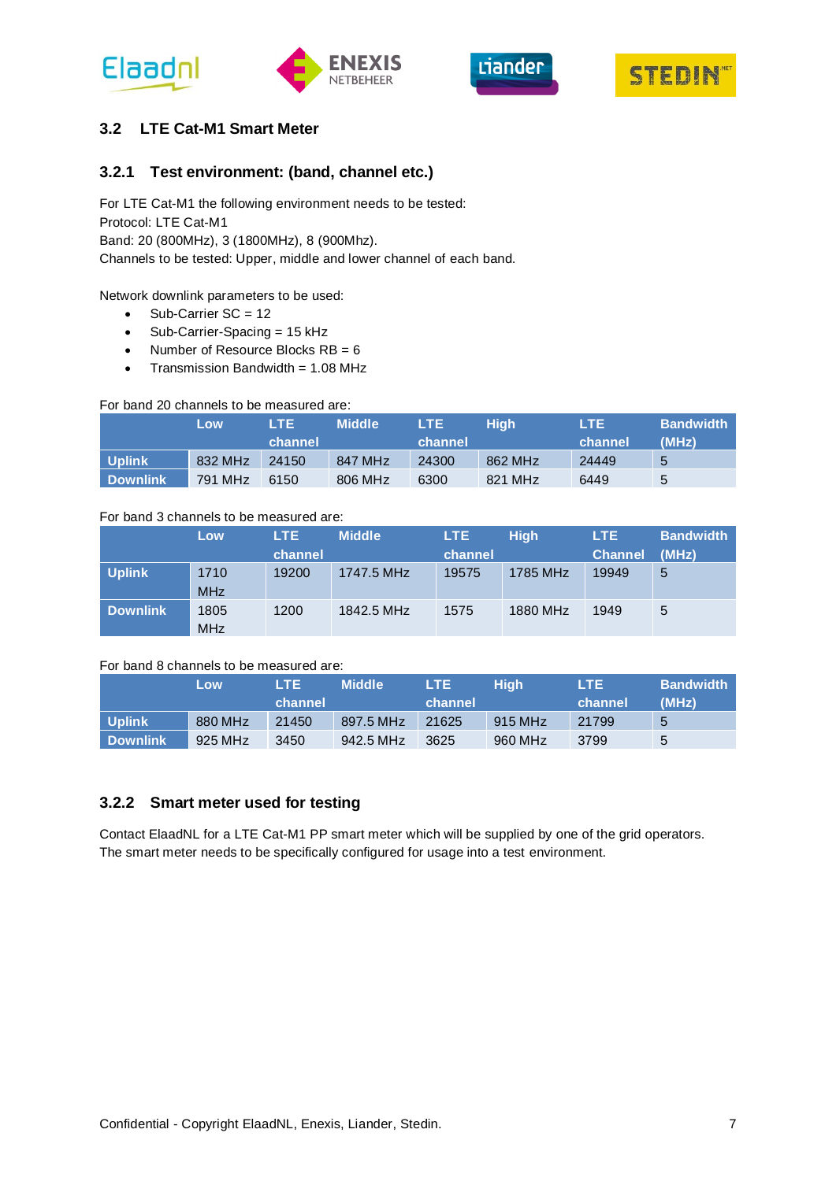### 3.2 LTE Cat-M1 Smart Meter

#### 3.2.1 Test environment: (band, channel etc.)

For LTE Cat-M1 the following environment needs to be tested:
Protocol: LTE Cat-M1
Band: 20 (800MHz), 3 (1800MHz), 8 (900Mhz).
Channels to be tested: Upper, middle and lower channel of each band.

Network downlink parameters to be used:

- Sub-Carrier SC = 12
- Sub-Carrier-Spacing = 15 kHz
- Number of Resource Blocks RB = 6
- Transmission Bandwidth = 1.08 MHz

For band 20 channels to be measured are:

| | Low | LTE channel | Middle | LTE channel | High | LTE channel | Bandwidth (MHz) |
|---|---|---|---|---|---|---|---|
| Uplink | 832 MHz | 24150 | 847 MHz | 24300 | 862 MHz | 24449 | 5 |
| Downlink | 791 MHz | 6150 | 806 MHz | 6300 | 821 MHz | 6449 | 5 |

For band 3 channels to be measured are:

| | Low | LTE channel | Middle | LTE channel | High | LTE Channel | Bandwidth (MHz) |
|---|---|---|---|---|---|---|---|
| Uplink | 1710 MHz | 19200 | 1747.5 MHz | 19575 | 1785 MHz | 19949 | 5 |
| Downlink | 1805 MHz | 1200 | 1842.5 MHz | 1575 | 1880 MHz | 1949 | 5 |

For band 8 channels to be measured are:

| | Low | LTE channel | Middle | LTE channel | High | LTE channel | Bandwidth (MHz) |
|---|---|---|---|---|---|---|---|
| Uplink | 880 MHz | 21450 | 897.5 MHz | 21625 | 915 MHz | 21799 | 5 |
| Downlink | 925 MHz | 3450 | 942.5 MHz | 3625 | 960 MHz | 3799 | 5 |

#### 3.2.2 Smart meter used for testing

Contact ElaadNL for a LTE Cat-M1 PP smart meter which will be supplied by one of the grid operators. The smart meter needs to be specifically configured for usage into a test environment.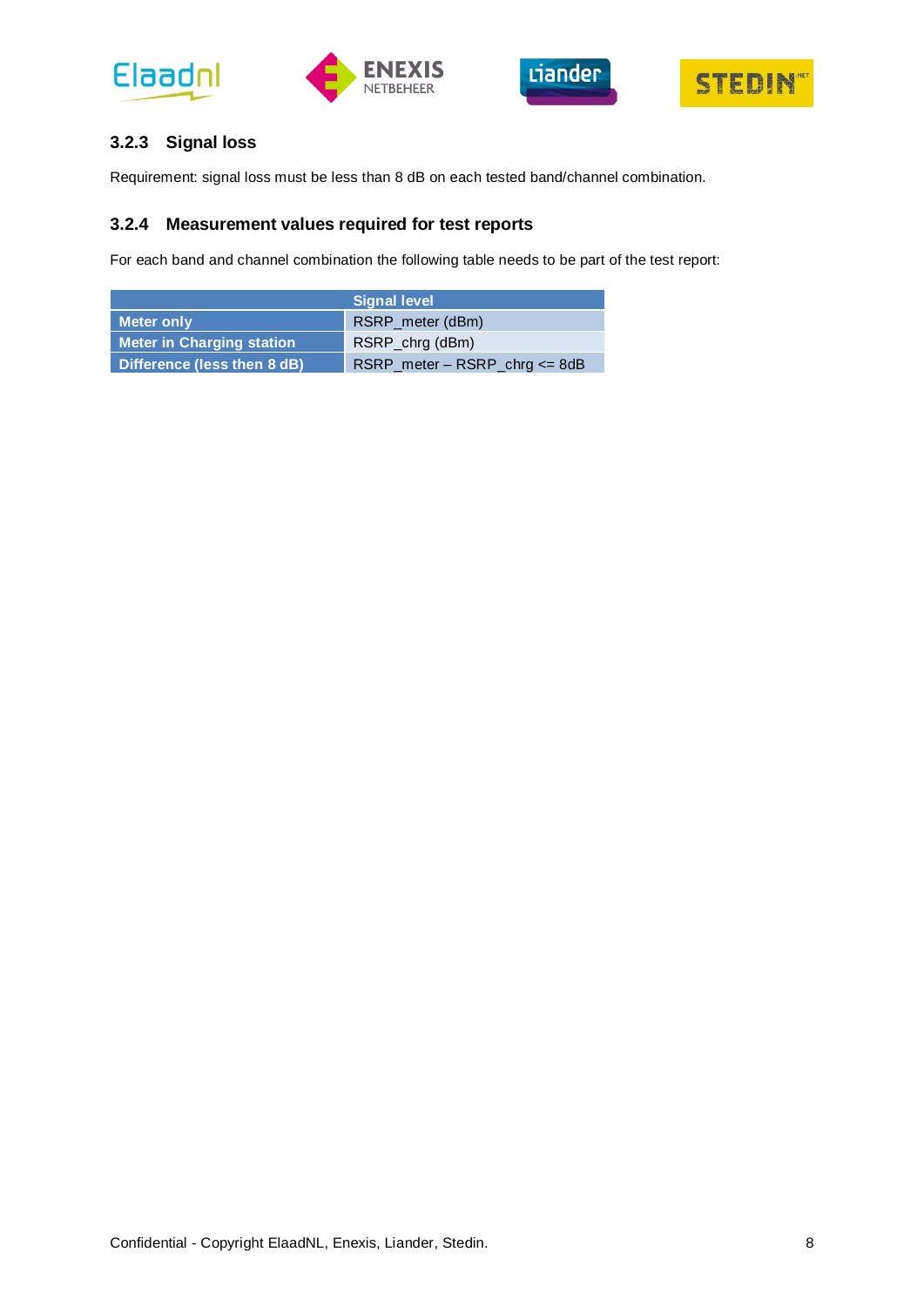### 3.2.3 Signal loss

Requirement: signal loss must be less than 8 dB on each tested band/channel combination.

### 3.2.4 Measurement values required for test reports

For each band and channel combination the following table needs to be part of the test report:

| Signal level | |
|---|---|
| **Meter only** | RSRP_meter (dBm) |
| **Meter in Charging station** | RSRP_chrg (dBm) |
| **Difference (less then 8 dB)** | RSRP_meter – RSRP_chrg <= 8dB |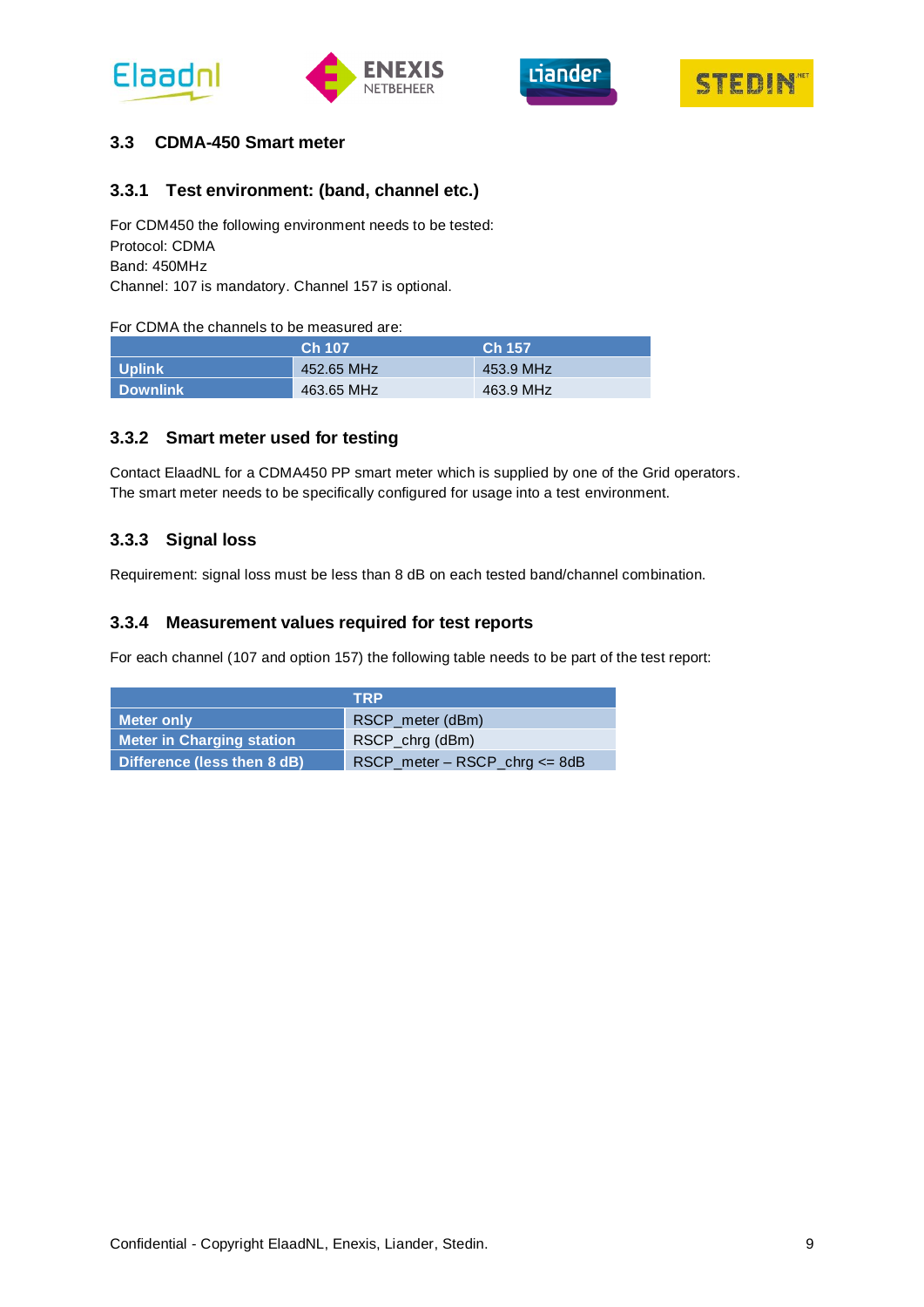## 3.3 CDMA-450 Smart meter

### 3.3.1 Test environment: (band, channel etc.)

For CDM450 the following environment needs to be tested:
Protocol: CDMA
Band: 450MHz
Channel: 107 is mandatory. Channel 157 is optional.

For CDMA the channels to be measured are:

| | Ch 107 | Ch 157 |
|---|---|---|
| **Uplink** | 452.65 MHz | 453.9 MHz |
| **Downlink** | 463.65 MHz | 463.9 MHz |

### 3.3.2 Smart meter used for testing

Contact ElaadNL for a CDMA450 PP smart meter which is supplied by one of the Grid operators. The smart meter needs to be specifically configured for usage into a test environment.

### 3.3.3 Signal loss

Requirement: signal loss must be less than 8 dB on each tested band/channel combination.

### 3.3.4 Measurement values required for test reports

For each channel (107 and option 157) the following table needs to be part of the test report:

| | TRP |
|---|---|
| **Meter only** | RSCP_meter (dBm) |
| **Meter in Charging station** | RSCP_chrg (dBm) |
| **Difference (less then 8 dB)** | RSCP_meter – RSCP_chrg <= 8dB |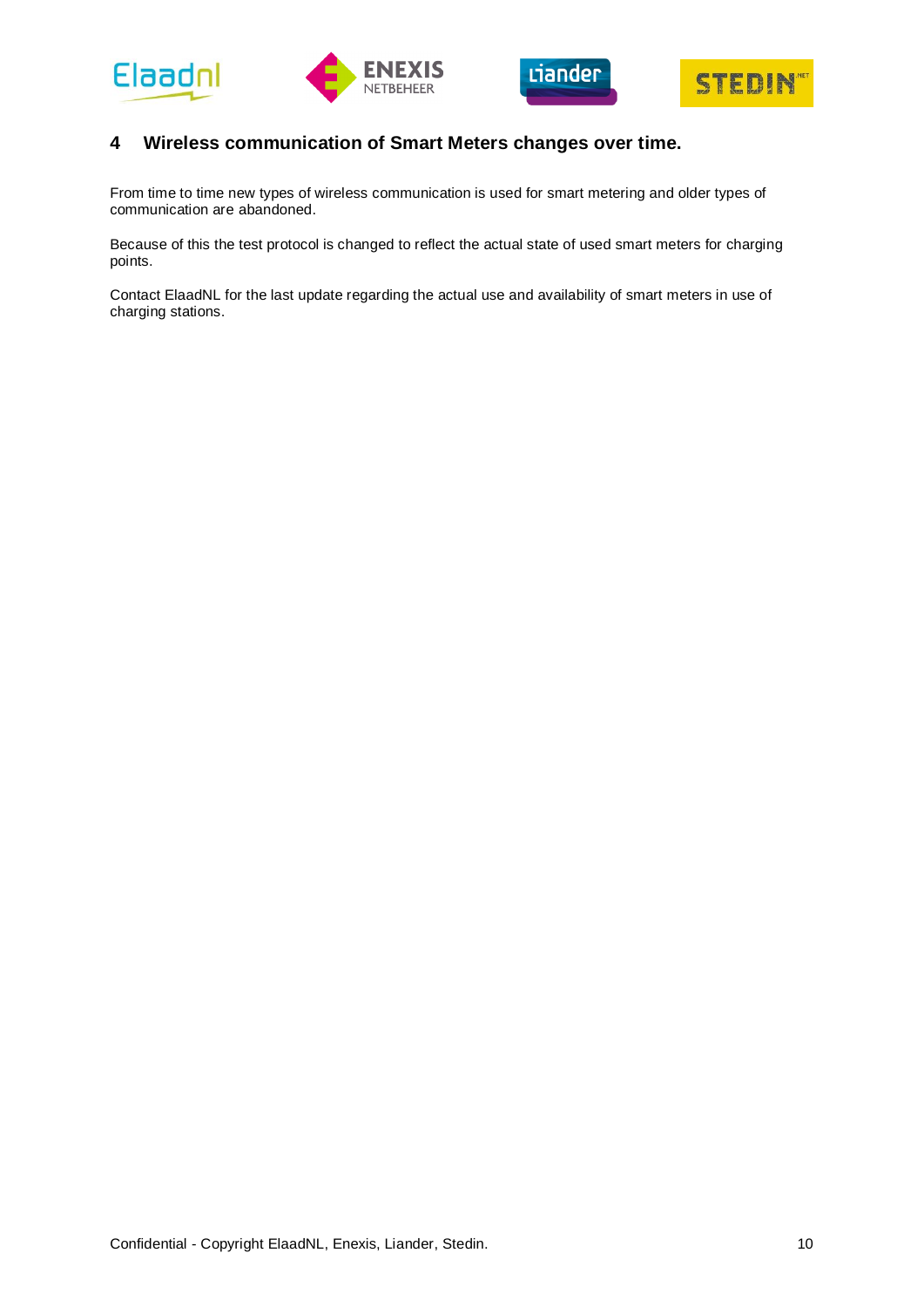# 4 Wireless communication of Smart Meters changes over time.

From time to time new types of wireless communication is used for smart metering and older types of communication are abandoned.

Because of this the test protocol is changed to reflect the actual state of used smart meters for charging points.

Contact ElaadNL for the last update regarding the actual use and availability of smart meters in use of charging stations.